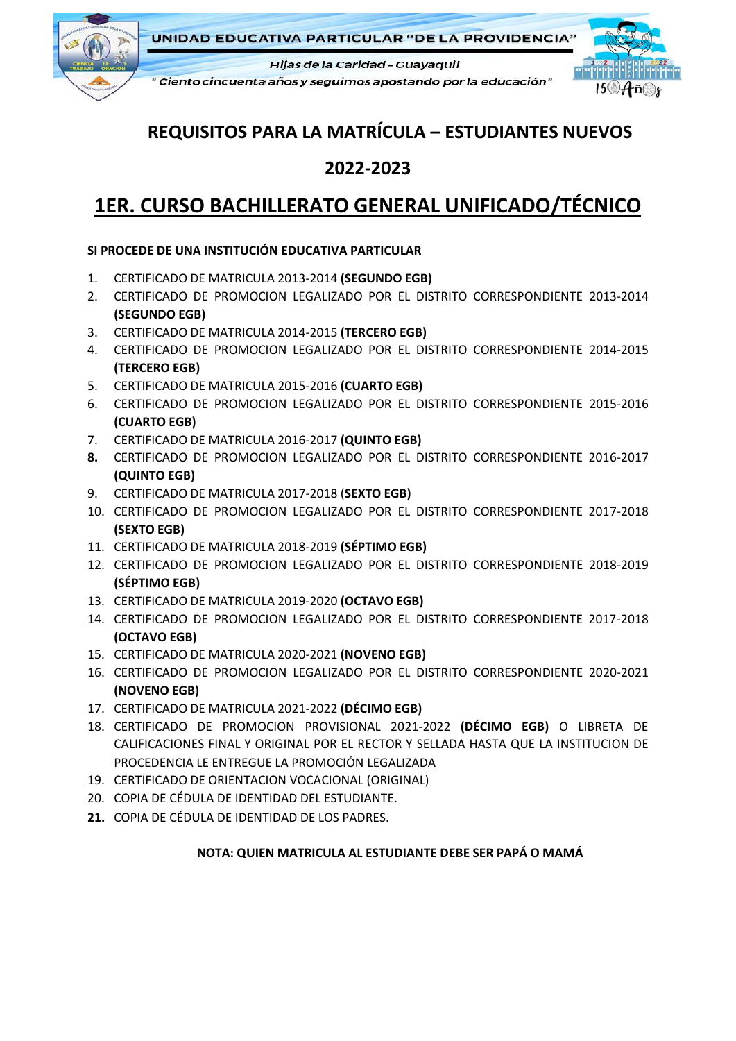UNIDAD EDUCATIVA PARTICULAR "DE LA PROVIDENCIA"

*Hijas de la Caridad - Guayaquil*

*" Ciento cincuenta años y seguimos apostando por la educación"*

# REQUISITOS PARA LA MATRÍCULA – ESTUDIANTES NUEVOS

# 2022-2023

# 1ER. CURSO BACHILLERATO GENERAL UNIFICADO/TÉCNICO

**SI PROCEDE DE UNA INSTITUCIÓN EDUCATIVA PARTICULAR**

1. CERTIFICADO DE MATRICULA 2013-2014 **(SEGUNDO EGB)**
2. CERTIFICADO DE PROMOCION LEGALIZADO POR EL DISTRITO CORRESPONDIENTE 2013-2014 **(SEGUNDO EGB)**
3. CERTIFICADO DE MATRICULA 2014-2015 **(TERCERO EGB)**
4. CERTIFICADO DE PROMOCION LEGALIZADO POR EL DISTRITO CORRESPONDIENTE 2014-2015 **(TERCERO EGB)**
5. CERTIFICADO DE MATRICULA 2015-2016 **(CUARTO EGB)**
6. CERTIFICADO DE PROMOCION LEGALIZADO POR EL DISTRITO CORRESPONDIENTE 2015-2016 **(CUARTO EGB)**
7. CERTIFICADO DE MATRICULA 2016-2017 **(QUINTO EGB)**
8. CERTIFICADO DE PROMOCION LEGALIZADO POR EL DISTRITO CORRESPONDIENTE 2016-2017 **(QUINTO EGB)**
9. CERTIFICADO DE MATRICULA 2017-2018 (**SEXTO EGB)**
10. CERTIFICADO DE PROMOCION LEGALIZADO POR EL DISTRITO CORRESPONDIENTE 2017-2018 **(SEXTO EGB)**
11. CERTIFICADO DE MATRICULA 2018-2019 **(SÉPTIMO EGB)**
12. CERTIFICADO DE PROMOCION LEGALIZADO POR EL DISTRITO CORRESPONDIENTE 2018-2019 **(SÉPTIMO EGB)**
13. CERTIFICADO DE MATRICULA 2019-2020 **(OCTAVO EGB)**
14. CERTIFICADO DE PROMOCION LEGALIZADO POR EL DISTRITO CORRESPONDIENTE 2017-2018 **(OCTAVO EGB)**
15. CERTIFICADO DE MATRICULA 2020-2021 **(NOVENO EGB)**
16. CERTIFICADO DE PROMOCION LEGALIZADO POR EL DISTRITO CORRESPONDIENTE 2020-2021 **(NOVENO EGB)**
17. CERTIFICADO DE MATRICULA 2021-2022 **(DÉCIMO EGB)**
18. CERTIFICADO DE PROMOCION PROVISIONAL 2021-2022 **(DÉCIMO EGB)** O LIBRETA DE CALIFICACIONES FINAL Y ORIGINAL POR EL RECTOR Y SELLADA HASTA QUE LA INSTITUCION DE PROCEDENCIA LE ENTREGUE LA PROMOCIÓN LEGALIZADA
19. CERTIFICADO DE ORIENTACION VOCACIONAL (ORIGINAL)
20. COPIA DE CÉDULA DE IDENTIDAD DEL ESTUDIANTE.
21. COPIA DE CÉDULA DE IDENTIDAD DE LOS PADRES.

**NOTA: QUIEN MATRICULA AL ESTUDIANTE DEBE SER PAPÁ O MAMÁ**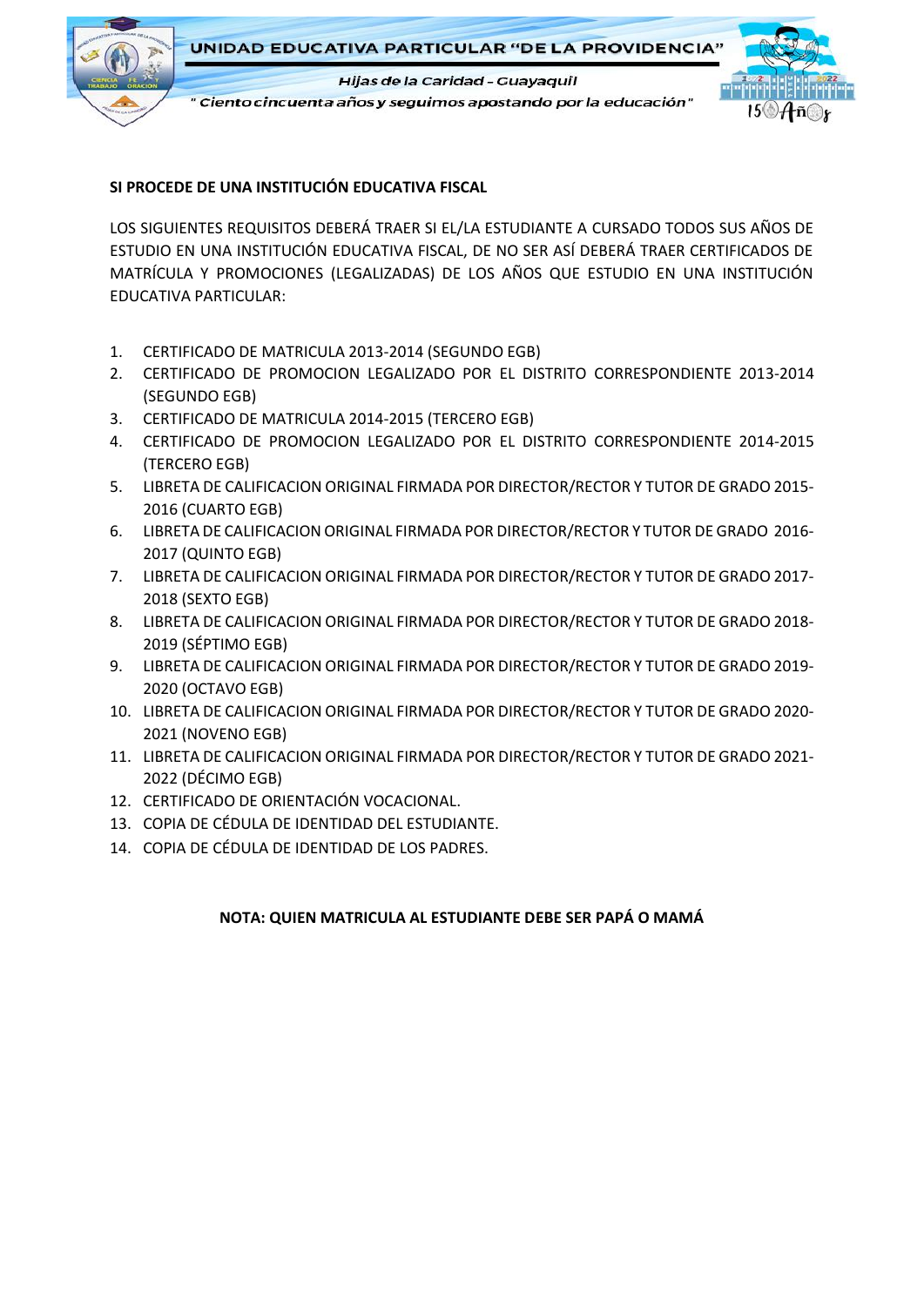**SI PROCEDE DE UNA INSTITUCIÓN EDUCATIVA FISCAL**

LOS SIGUIENTES REQUISITOS DEBERÁ TRAER SI EL/LA ESTUDIANTE A CURSADO TODOS SUS AÑOS DE ESTUDIO EN UNA INSTITUCIÓN EDUCATIVA FISCAL, DE NO SER ASÍ DEBERÁ TRAER CERTIFICADOS DE MATRÍCULA Y PROMOCIONES (LEGALIZADAS) DE LOS AÑOS QUE ESTUDIO EN UNA INSTITUCIÓN EDUCATIVA PARTICULAR:

1. CERTIFICADO DE MATRICULA 2013-2014 (SEGUNDO EGB)
2. CERTIFICADO DE PROMOCION LEGALIZADO POR EL DISTRITO CORRESPONDIENTE 2013-2014 (SEGUNDO EGB)
3. CERTIFICADO DE MATRICULA 2014-2015 (TERCERO EGB)
4. CERTIFICADO DE PROMOCION LEGALIZADO POR EL DISTRITO CORRESPONDIENTE 2014-2015 (TERCERO EGB)
5. LIBRETA DE CALIFICACION ORIGINAL FIRMADA POR DIRECTOR/RECTOR Y TUTOR DE GRADO 2015-2016 (CUARTO EGB)
6. LIBRETA DE CALIFICACION ORIGINAL FIRMADA POR DIRECTOR/RECTOR Y TUTOR DE GRADO 2016-2017 (QUINTO EGB)
7. LIBRETA DE CALIFICACION ORIGINAL FIRMADA POR DIRECTOR/RECTOR Y TUTOR DE GRADO 2017-2018 (SEXTO EGB)
8. LIBRETA DE CALIFICACION ORIGINAL FIRMADA POR DIRECTOR/RECTOR Y TUTOR DE GRADO 2018-2019 (SÉPTIMO EGB)
9. LIBRETA DE CALIFICACION ORIGINAL FIRMADA POR DIRECTOR/RECTOR Y TUTOR DE GRADO 2019-2020 (OCTAVO EGB)
10. LIBRETA DE CALIFICACION ORIGINAL FIRMADA POR DIRECTOR/RECTOR Y TUTOR DE GRADO 2020-2021 (NOVENO EGB)
11. LIBRETA DE CALIFICACION ORIGINAL FIRMADA POR DIRECTOR/RECTOR Y TUTOR DE GRADO 2021-2022 (DÉCIMO EGB)
12. CERTIFICADO DE ORIENTACIÓN VOCACIONAL.
13. COPIA DE CÉDULA DE IDENTIDAD DEL ESTUDIANTE.
14. COPIA DE CÉDULA DE IDENTIDAD DE LOS PADRES.

**NOTA: QUIEN MATRICULA AL ESTUDIANTE DEBE SER PAPÁ O MAMÁ**